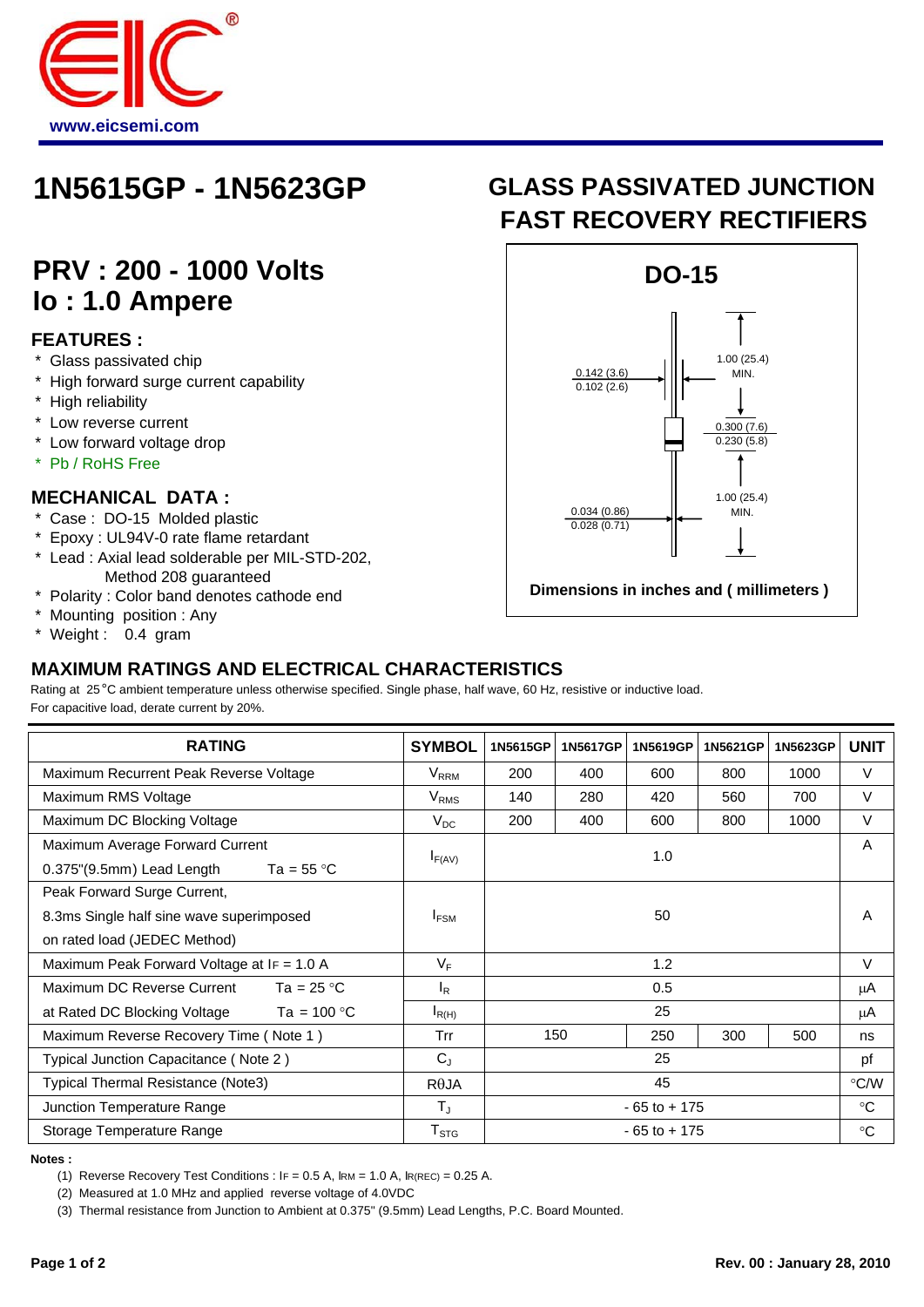www.eicsemi.com

# 1N5615GP - 1N5623GP

# GLASS PASSIVATED JUNCTION FAST RECOVERY RECTIFIERS

## PRV : 200 - 1000 Volts
## Io : 1.0 Ampere

### FEATURES :

* Glass passivated chip
* High forward surge current capability
* High reliability
* Low reverse current
* Low forward voltage drop
* Pb / RoHS Free

### MECHANICAL DATA :

* Case : DO-15 Molded plastic
* Epoxy : UL94V-0 rate flame retardant
* Lead : Axial lead solderable per MIL-STD-202, Method 208 guaranteed
* Polarity : Color band denotes cathode end
* Mounting position : Any
* Weight : 0.4 gram

**DO-15**

0.142 (3.6) / 0.102 (2.6)

1.00 (25.4) MIN.

0.300 (7.6) / 0.230 (5.8)

1.00 (25.4) MIN.

0.034 (0.86) / 0.028 (0.71)

**Dimensions in inches and ( millimeters )**

### MAXIMUM RATINGS AND ELECTRICAL CHARACTERISTICS

Rating at 25°C ambient temperature unless otherwise specified. Single phase, half wave, 60 Hz, resistive or inductive load.
For capacitive load, derate current by 20%.

| RATING | SYMBOL | 1N5615GP | 1N5617GP | 1N5619GP | 1N5621GP | 1N5623GP | UNIT |
|---|---|---|---|---|---|---|---|
| Maximum Recurrent Peak Reverse Voltage | $V_{RRM}$ | 200 | 400 | 600 | 800 | 1000 | V |
| Maximum RMS Voltage | $V_{RMS}$ | 140 | 280 | 420 | 560 | 700 | V |
| Maximum DC Blocking Voltage | $V_{DC}$ | 200 | 400 | 600 | 800 | 1000 | V |
| Maximum Average Forward Current 0.375"(9.5mm) Lead Length Ta = 55 °C | $I_{F(AV)}$ | 1.0 | | | | | A |
| Peak Forward Surge Current, 8.3ms Single half sine wave superimposed on rated load (JEDEC Method) | $I_{FSM}$ | 50 | | | | | A |
| Maximum Peak Forward Voltage at IF = 1.0 A | $V_F$ | 1.2 | | | | | V |
| Maximum DC Reverse Current Ta = 25 °C | $I_R$ | 0.5 | | | | | μA |
| at Rated DC Blocking Voltage Ta = 100 °C | $I_{R(H)}$ | 25 | | | | | μA |
| Maximum Reverse Recovery Time ( Note 1 ) | Trr | 150 | | 250 | 300 | 500 | ns |
| Typical Junction Capacitance ( Note 2 ) | $C_J$ | 25 | | | | | pf |
| Typical Thermal Resistance (Note3) | RθJA | 45 | | | | | °C/W |
| Junction Temperature Range | $T_J$ | - 65 to + 175 | | | | | °C |
| Storage Temperature Range | $T_{STG}$ | - 65 to + 175 | | | | | °C |

**Notes :**

(1) Reverse Recovery Test Conditions : IF = 0.5 A, IRM = 1.0 A, IR(REC) = 0.25 A.
(2) Measured at 1.0 MHz and applied reverse voltage of 4.0VDC
(3) Thermal resistance from Junction to Ambient at 0.375" (9.5mm) Lead Lengths, P.C. Board Mounted.

Rev. 00 : January 28, 2010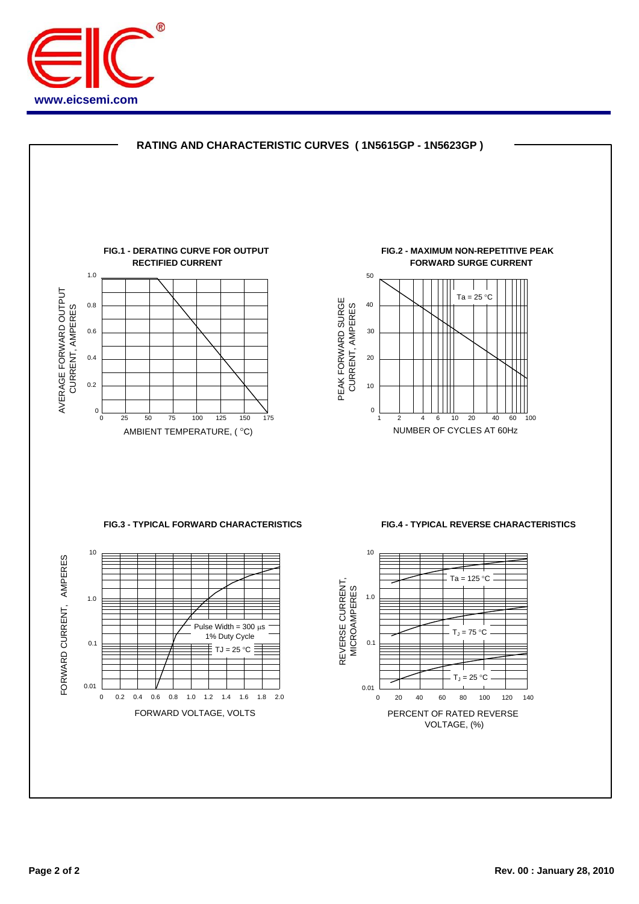www.eicsemi.com

## RATING AND CHARACTERISTIC CURVES ( 1N5615GP - 1N5623GP )

**FIG.1 - DERATING CURVE FOR OUTPUT RECTIFIED CURRENT**

AVERAGE FORWARD OUTPUT CURRENT, AMPERES

1.0
0.8
0.6
0.4
0.2
0

0 25 50 75 100 125 150 175

AMBIENT TEMPERATURE, ( °C)

**FIG.2 - MAXIMUM NON-REPETITIVE PEAK FORWARD SURGE CURRENT**

PEAK FORWARD SURGE CURRENT, AMPERES

50
40
30
20
10
0

Ta = 25 °C

1 2 4 6 10 20 40 60 100

NUMBER OF CYCLES AT 60Hz

**FIG.3 - TYPICAL FORWARD CHARACTERISTICS**

FORWARD CURRENT, AMPERES

10
1.0
0.1
0.01

Pulse Width = 300 μs
1% Duty Cycle
TJ = 25 °C

0 0.2 0.4 0.6 0.8 1.0 1.2 1.4 1.6 1.8 2.0

FORWARD VOLTAGE, VOLTS

**FIG.4 - TYPICAL REVERSE CHARACTERISTICS**

REVERSE CURRENT, MICROAMPERES

10
1.0
0.1
0.01

Ta = 125 °C

$T_J$ = 75 °C

$T_J$ = 25 °C

0 20 40 60 80 100 120 140

PERCENT OF RATED REVERSE VOLTAGE, (%)

Rev. 00 : January 28, 2010